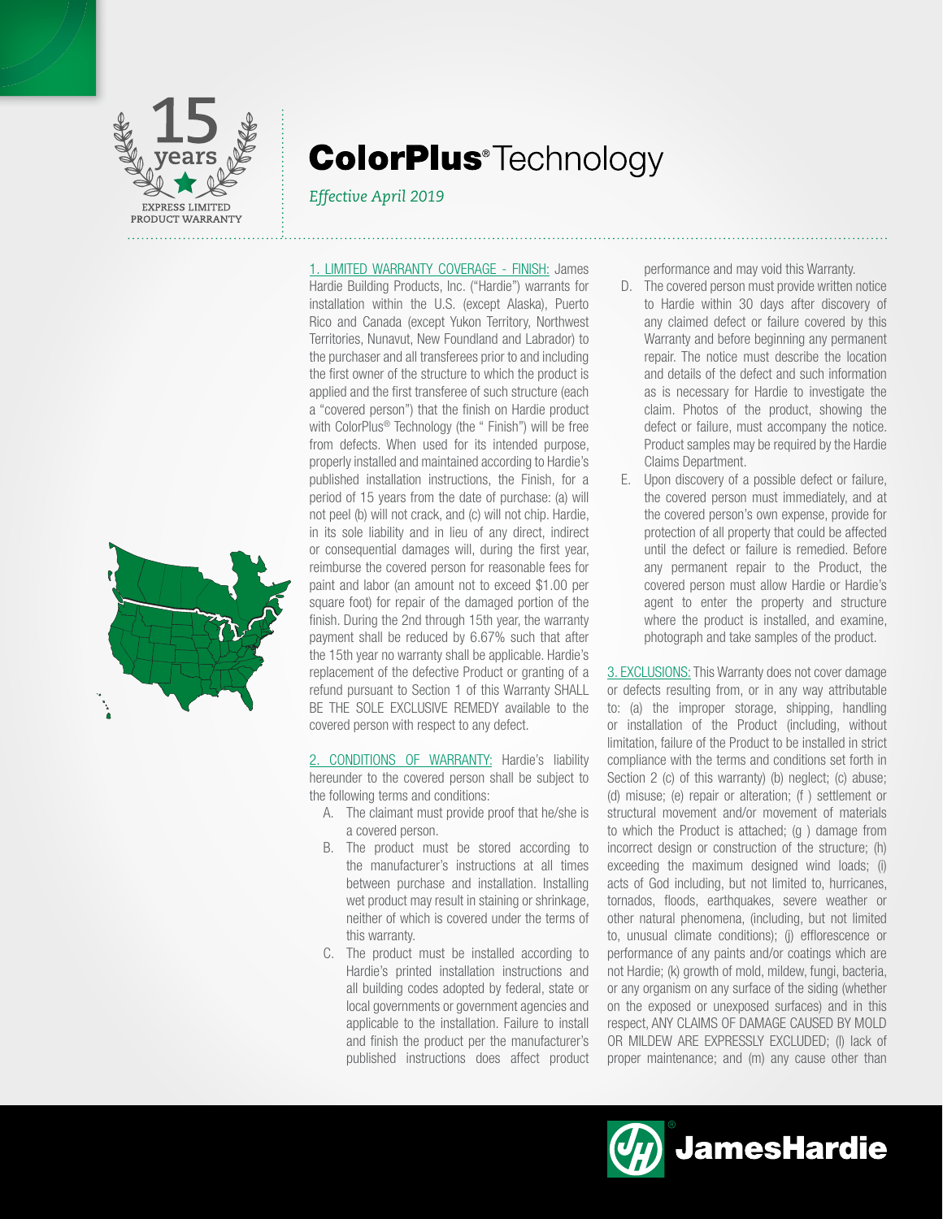15 years

EXPRESS LIMITED PRODUCT WARRANTY

# ColorPlus® Technology

*Effective April 2019*

1. LIMITED WARRANTY COVERAGE - FINISH: James Hardie Building Products, Inc. ("Hardie") warrants for installation within the U.S. (except Alaska), Puerto Rico and Canada (except Yukon Territory, Northwest Territories, Nunavut, New Foundland and Labrador) to the purchaser and all transferees prior to and including the first owner of the structure to which the product is applied and the first transferee of such structure (each a "covered person") that the finish on Hardie product with ColorPlus® Technology (the " Finish") will be free from defects. When used for its intended purpose, properly installed and maintained according to Hardie's published installation instructions, the Finish, for a period of 15 years from the date of purchase: (a) will not peel (b) will not crack, and (c) will not chip. Hardie, in its sole liability and in lieu of any direct, indirect or consequential damages will, during the first year, reimburse the covered person for reasonable fees for paint and labor (an amount not to exceed $1.00 per square foot) for repair of the damaged portion of the finish. During the 2nd through 15th year, the warranty payment shall be reduced by 6.67% such that after the 15th year no warranty shall be applicable. Hardie's replacement of the defective Product or granting of a refund pursuant to Section 1 of this Warranty SHALL BE THE SOLE EXCLUSIVE REMEDY available to the covered person with respect to any defect.

2. CONDITIONS OF WARRANTY: Hardie's liability hereunder to the covered person shall be subject to the following terms and conditions:

A. The claimant must provide proof that he/she is a covered person.

B. The product must be stored according to the manufacturer's instructions at all times between purchase and installation. Installing wet product may result in staining or shrinkage, neither of which is covered under the terms of this warranty.

C. The product must be installed according to Hardie's printed installation instructions and all building codes adopted by federal, state or local governments or government agencies and applicable to the installation. Failure to install and finish the product per the manufacturer's published instructions does affect product performance and may void this Warranty.

D. The covered person must provide written notice to Hardie within 30 days after discovery of any claimed defect or failure covered by this Warranty and before beginning any permanent repair. The notice must describe the location and details of the defect and such information as is necessary for Hardie to investigate the claim. Photos of the product, showing the defect or failure, must accompany the notice. Product samples may be required by the Hardie Claims Department.

E. Upon discovery of a possible defect or failure, the covered person must immediately, and at the covered person's own expense, provide for protection of all property that could be affected until the defect or failure is remedied. Before any permanent repair to the Product, the covered person must allow Hardie or Hardie's agent to enter the property and structure where the product is installed, and examine, photograph and take samples of the product.

3. EXCLUSIONS: This Warranty does not cover damage or defects resulting from, or in any way attributable to: (a) the improper storage, shipping, handling or installation of the Product (including, without limitation, failure of the Product to be installed in strict compliance with the terms and conditions set forth in Section 2 (c) of this warranty) (b) neglect; (c) abuse; (d) misuse; (e) repair or alteration; (f ) settlement or structural movement and/or movement of materials to which the Product is attached; (g ) damage from incorrect design or construction of the structure; (h) exceeding the maximum designed wind loads; (i) acts of God including, but not limited to, hurricanes, tornados, floods, earthquakes, severe weather or other natural phenomena, (including, but not limited to, unusual climate conditions); (j) efflorescence or performance of any paints and/or coatings which are not Hardie; (k) growth of mold, mildew, fungi, bacteria, or any organism on any surface of the siding (whether on the exposed or unexposed surfaces) and in this respect, ANY CLAIMS OF DAMAGE CAUSED BY MOLD OR MILDEW ARE EXPRESSLY EXCLUDED; (l) lack of proper maintenance; and (m) any cause other than

JamesHardie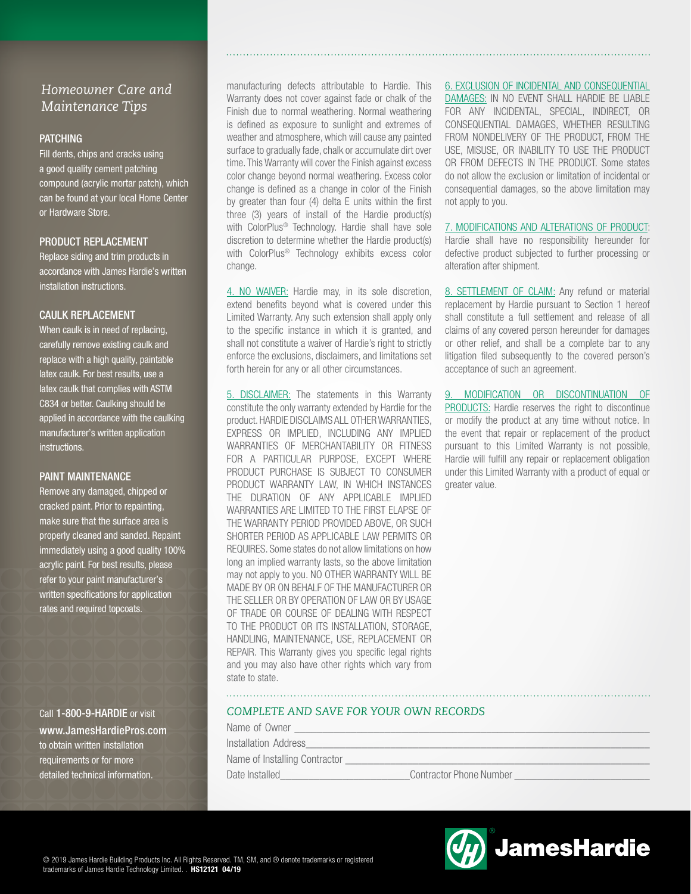## *Homeowner Care and Maintenance Tips*

### PATCHING

Fill dents, chips and cracks using a good quality cement patching compound (acrylic mortar patch), which can be found at your local Home Center or Hardware Store.

### PRODUCT REPLACEMENT

Replace siding and trim products in accordance with James Hardie's written installation instructions.

### CAULK REPLACEMENT

When caulk is in need of replacing, carefully remove existing caulk and replace with a high quality, paintable latex caulk. For best results, use a latex caulk that complies with ASTM C834 or better. Caulking should be applied in accordance with the caulking manufacturer's written application instructions.

### PAINT MAINTENANCE

Remove any damaged, chipped or cracked paint. Prior to repainting, make sure that the surface area is properly cleaned and sanded. Repaint immediately using a good quality 100% acrylic paint. For best results, please refer to your paint manufacturer's written specifications for application rates and required topcoats.

Call **1-800-9-HARDIE** or visit **www.JamesHardiePros.com** to obtain written installation requirements or for more detailed technical information.

---

manufacturing defects attributable to Hardie. This Warranty does not cover against fade or chalk of the Finish due to normal weathering. Normal weathering is defined as exposure to sunlight and extremes of weather and atmosphere, which will cause any painted surface to gradually fade, chalk or accumulate dirt over time. This Warranty will cover the Finish against excess color change beyond normal weathering. Excess color change is defined as a change in color of the Finish by greater than four (4) delta E units within the first three (3) years of install of the Hardie product(s) with ColorPlus® Technology. Hardie shall have sole discretion to determine whether the Hardie product(s) with ColorPlus® Technology exhibits excess color change.

4. NO WAIVER: Hardie may, in its sole discretion, extend benefits beyond what is covered under this Limited Warranty. Any such extension shall apply only to the specific instance in which it is granted, and shall not constitute a waiver of Hardie's right to strictly enforce the exclusions, disclaimers, and limitations set forth herein for any or all other circumstances.

5. DISCLAIMER: The statements in this Warranty constitute the only warranty extended by Hardie for the product. HARDIE DISCLAIMS ALL OTHER WARRANTIES, EXPRESS OR IMPLIED, INCLUDING ANY IMPLIED WARRANTIES OF MERCHANTABILITY OR FITNESS FOR A PARTICULAR PURPOSE, EXCEPT WHERE PRODUCT PURCHASE IS SUBJECT TO CONSUMER PRODUCT WARRANTY LAW, IN WHICH INSTANCES THE DURATION OF ANY APPLICABLE IMPLIED WARRANTIES ARE LIMITED TO THE FIRST ELAPSE OF THE WARRANTY PERIOD PROVIDED ABOVE, OR SUCH SHORTER PERIOD AS APPLICABLE LAW PERMITS OR REQUIRES. Some states do not allow limitations on how long an implied warranty lasts, so the above limitation may not apply to you. NO OTHER WARRANTY WILL BE MADE BY OR ON BEHALF OF THE MANUFACTURER OR THE SELLER OR BY OPERATION OF LAW OR BY USAGE OF TRADE OR COURSE OF DEALING WITH RESPECT TO THE PRODUCT OR ITS INSTALLATION, STORAGE, HANDLING, MAINTENANCE, USE, REPLACEMENT OR REPAIR. This Warranty gives you specific legal rights and you may also have other rights which vary from state to state.

6. EXCLUSION OF INCIDENTAL AND CONSEQUENTIAL DAMAGES: IN NO EVENT SHALL HARDIE BE LIABLE FOR ANY INCIDENTAL, SPECIAL, INDIRECT, OR CONSEQUENTIAL DAMAGES, WHETHER RESULTING FROM NONDELIVERY OF THE PRODUCT, FROM THE USE, MISUSE, OR INABILITY TO USE THE PRODUCT OR FROM DEFECTS IN THE PRODUCT. Some states do not allow the exclusion or limitation of incidental or consequential damages, so the above limitation may not apply to you.

7. MODIFICATIONS AND ALTERATIONS OF PRODUCT: Hardie shall have no responsibility hereunder for defective product subjected to further processing or alteration after shipment.

8. SETTLEMENT OF CLAIM: Any refund or material replacement by Hardie pursuant to Section 1 hereof shall constitute a full settlement and release of all claims of any covered person hereunder for damages or other relief, and shall be a complete bar to any litigation filed subsequently to the covered person's acceptance of such an agreement.

9. MODIFICATION OR DISCONTINUATION OF PRODUCTS: Hardie reserves the right to discontinue or modify the product at any time without notice. In the event that repair or replacement of the product pursuant to this Limited Warranty is not possible, Hardie will fulfill any repair or replacement obligation under this Limited Warranty with a product of equal or greater value.

---

*COMPLETE AND SAVE FOR YOUR OWN RECORDS*

Name of Owner ____________________________________________

Installation Address____________________________________________

Name of Installing Contractor ____________________________________________

Date Installed______________________ Contractor Phone Number ______________________

© 2019 James Hardie Building Products Inc. All Rights Reserved. TM, SM, and ® denote trademarks or registered trademarks of James Hardie Technology Limited. . **HS12121 04/19**

JamesHardie®